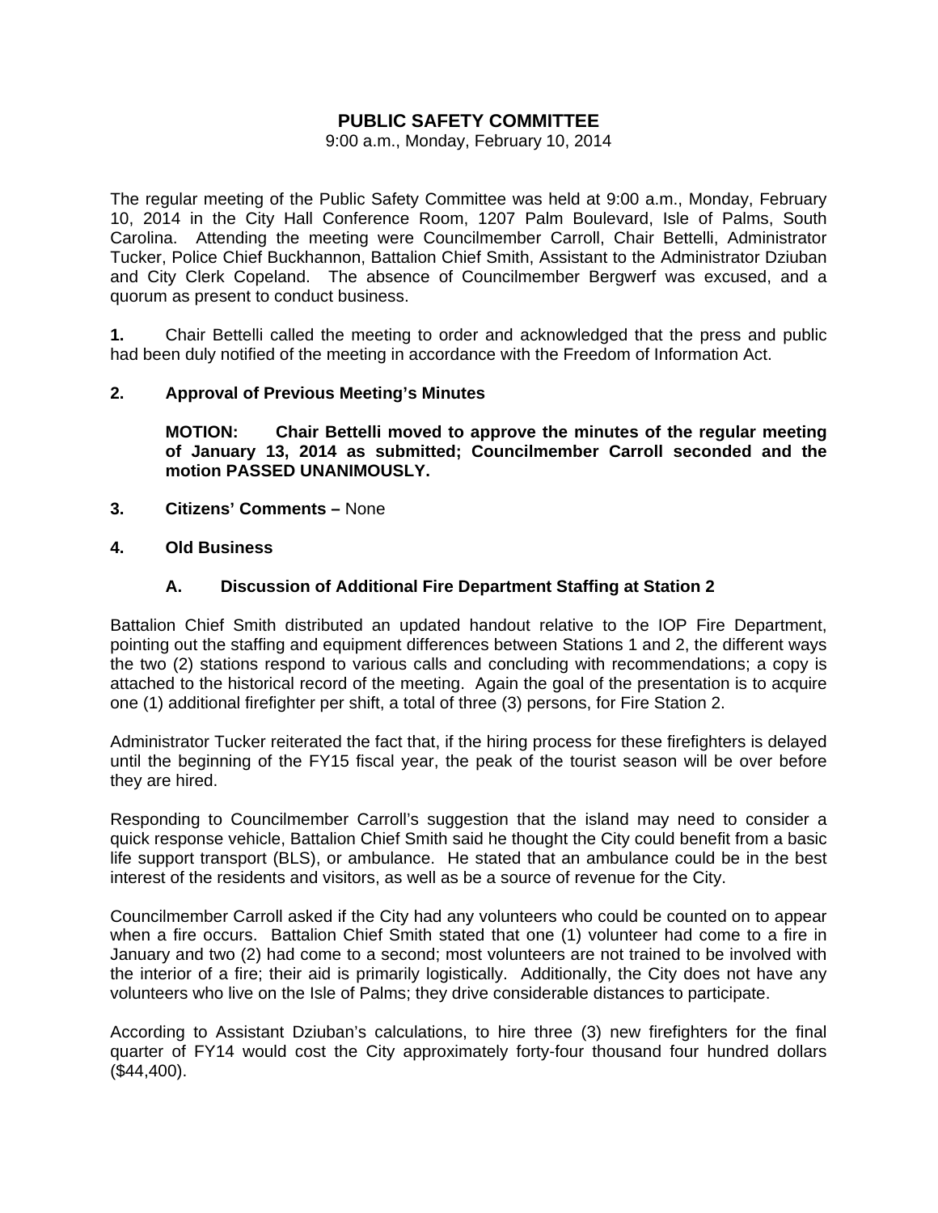# PUBLIC SAFETY COMMITTEE

9:00 a.m., Monday, February 10, 2014

The regular meeting of the Public Safety Committee was held at 9:00 a.m., Monday, February 10, 2014 in the City Hall Conference Room, 1207 Palm Boulevard, Isle of Palms, South Carolina. Attending the meeting were Councilmember Carroll, Chair Bettelli, Administrator Tucker, Police Chief Buckhannon, Battalion Chief Smith, Assistant to the Administrator Dziuban and City Clerk Copeland. The absence of Councilmember Bergwerf was excused, and a quorum as present to conduct business.

**1.** Chair Bettelli called the meeting to order and acknowledged that the press and public had been duly notified of the meeting in accordance with the Freedom of Information Act.

**2. Approval of Previous Meeting's Minutes**

**MOTION: Chair Bettelli moved to approve the minutes of the regular meeting of January 13, 2014 as submitted; Councilmember Carroll seconded and the motion PASSED UNANIMOUSLY.**

**3. Citizens' Comments –** None

**4. Old Business**

**A. Discussion of Additional Fire Department Staffing at Station 2**

Battalion Chief Smith distributed an updated handout relative to the IOP Fire Department, pointing out the staffing and equipment differences between Stations 1 and 2, the different ways the two (2) stations respond to various calls and concluding with recommendations; a copy is attached to the historical record of the meeting. Again the goal of the presentation is to acquire one (1) additional firefighter per shift, a total of three (3) persons, for Fire Station 2.

Administrator Tucker reiterated the fact that, if the hiring process for these firefighters is delayed until the beginning of the FY15 fiscal year, the peak of the tourist season will be over before they are hired.

Responding to Councilmember Carroll's suggestion that the island may need to consider a quick response vehicle, Battalion Chief Smith said he thought the City could benefit from a basic life support transport (BLS), or ambulance. He stated that an ambulance could be in the best interest of the residents and visitors, as well as be a source of revenue for the City.

Councilmember Carroll asked if the City had any volunteers who could be counted on to appear when a fire occurs. Battalion Chief Smith stated that one (1) volunteer had come to a fire in January and two (2) had come to a second; most volunteers are not trained to be involved with the interior of a fire; their aid is primarily logistically. Additionally, the City does not have any volunteers who live on the Isle of Palms; they drive considerable distances to participate.

According to Assistant Dziuban's calculations, to hire three (3) new firefighters for the final quarter of FY14 would cost the City approximately forty-four thousand four hundred dollars ($44,400).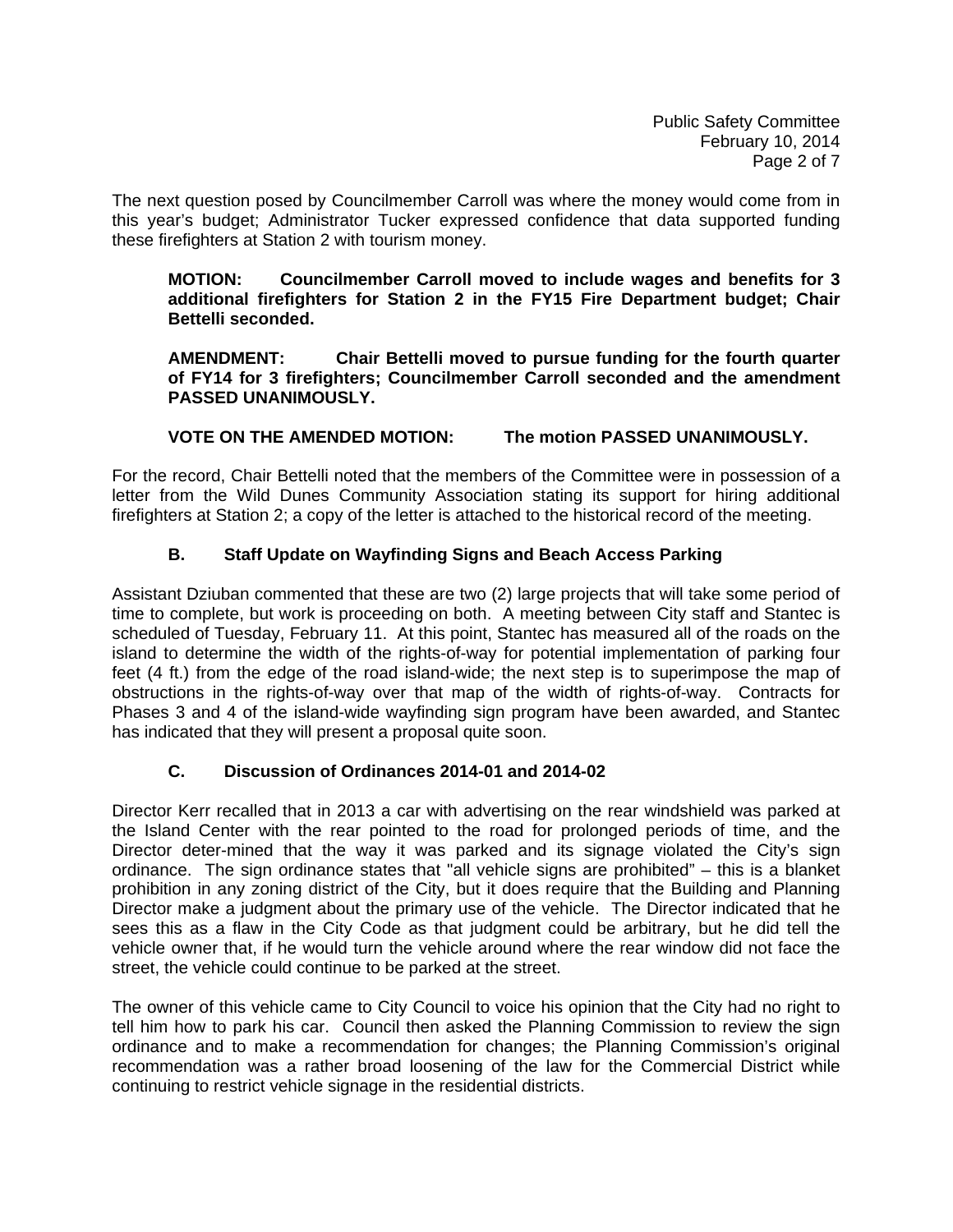The next question posed by Councilmember Carroll was where the money would come from in this year's budget; Administrator Tucker expressed confidence that data supported funding these firefighters at Station 2 with tourism money.

> **MOTION: Councilmember Carroll moved to include wages and benefits for 3 additional firefighters for Station 2 in the FY15 Fire Department budget; Chair Bettelli seconded.**
>
> **AMENDMENT: Chair Bettelli moved to pursue funding for the fourth quarter of FY14 for 3 firefighters; Councilmember Carroll seconded and the amendment PASSED UNANIMOUSLY.**
>
> **VOTE ON THE AMENDED MOTION: The motion PASSED UNANIMOUSLY.**

For the record, Chair Bettelli noted that the members of the Committee were in possession of a letter from the Wild Dunes Community Association stating its support for hiring additional firefighters at Station 2; a copy of the letter is attached to the historical record of the meeting.

### B. Staff Update on Wayfinding Signs and Beach Access Parking

Assistant Dziuban commented that these are two (2) large projects that will take some period of time to complete, but work is proceeding on both. A meeting between City staff and Stantec is scheduled of Tuesday, February 11. At this point, Stantec has measured all of the roads on the island to determine the width of the rights-of-way for potential implementation of parking four feet (4 ft.) from the edge of the road island-wide; the next step is to superimpose the map of obstructions in the rights-of-way over that map of the width of rights-of-way. Contracts for Phases 3 and 4 of the island-wide wayfinding sign program have been awarded, and Stantec has indicated that they will present a proposal quite soon.

### C. Discussion of Ordinances 2014-01 and 2014-02

Director Kerr recalled that in 2013 a car with advertising on the rear windshield was parked at the Island Center with the rear pointed to the road for prolonged periods of time, and the Director deter-mined that the way it was parked and its signage violated the City's sign ordinance. The sign ordinance states that "all vehicle signs are prohibited" – this is a blanket prohibition in any zoning district of the City, but it does require that the Building and Planning Director make a judgment about the primary use of the vehicle. The Director indicated that he sees this as a flaw in the City Code as that judgment could be arbitrary, but he did tell the vehicle owner that, if he would turn the vehicle around where the rear window did not face the street, the vehicle could continue to be parked at the street.

The owner of this vehicle came to City Council to voice his opinion that the City had no right to tell him how to park his car. Council then asked the Planning Commission to review the sign ordinance and to make a recommendation for changes; the Planning Commission's original recommendation was a rather broad loosening of the law for the Commercial District while continuing to restrict vehicle signage in the residential districts.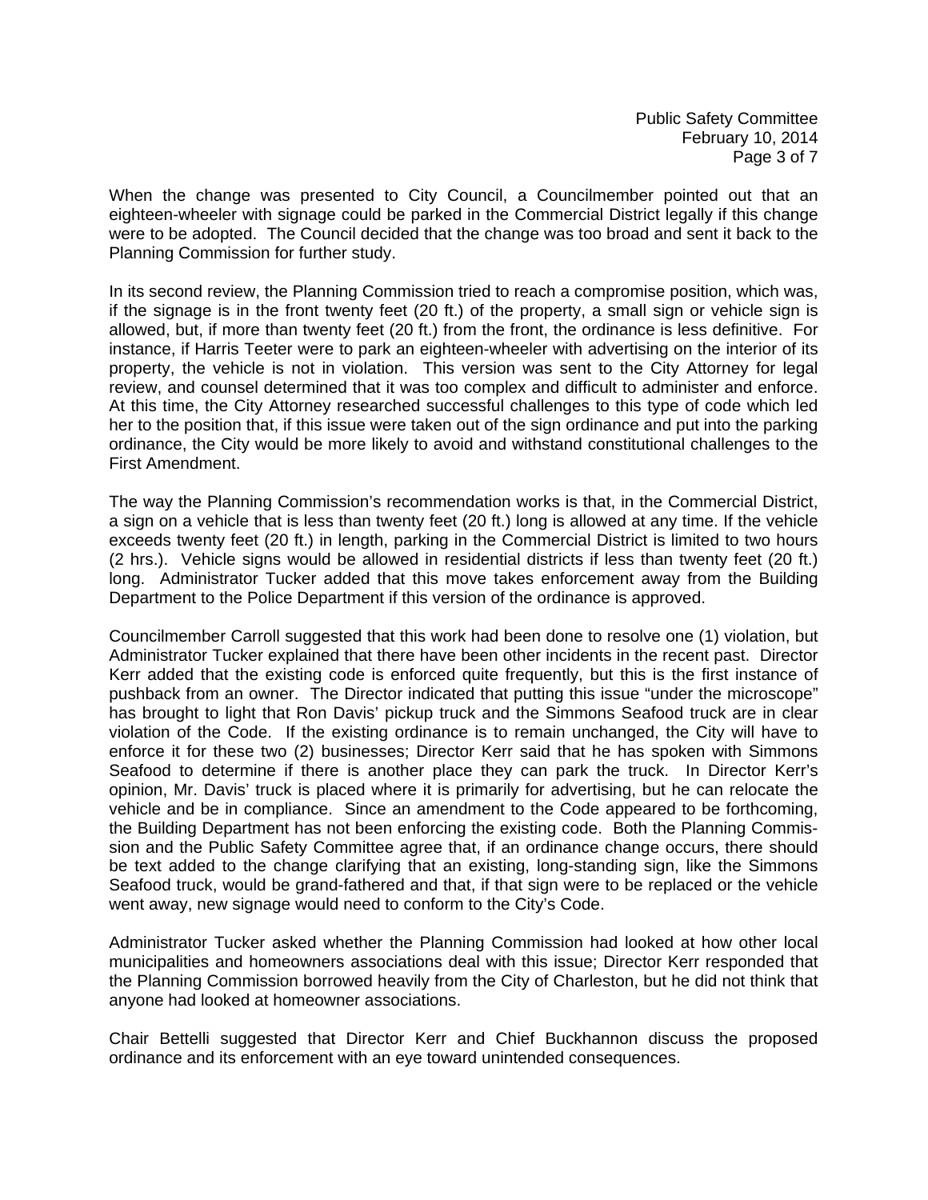When the change was presented to City Council, a Councilmember pointed out that an eighteen-wheeler with signage could be parked in the Commercial District legally if this change were to be adopted. The Council decided that the change was too broad and sent it back to the Planning Commission for further study.

In its second review, the Planning Commission tried to reach a compromise position, which was, if the signage is in the front twenty feet (20 ft.) of the property, a small sign or vehicle sign is allowed, but, if more than twenty feet (20 ft.) from the front, the ordinance is less definitive. For instance, if Harris Teeter were to park an eighteen-wheeler with advertising on the interior of its property, the vehicle is not in violation. This version was sent to the City Attorney for legal review, and counsel determined that it was too complex and difficult to administer and enforce. At this time, the City Attorney researched successful challenges to this type of code which led her to the position that, if this issue were taken out of the sign ordinance and put into the parking ordinance, the City would be more likely to avoid and withstand constitutional challenges to the First Amendment.

The way the Planning Commission's recommendation works is that, in the Commercial District, a sign on a vehicle that is less than twenty feet (20 ft.) long is allowed at any time. If the vehicle exceeds twenty feet (20 ft.) in length, parking in the Commercial District is limited to two hours (2 hrs.). Vehicle signs would be allowed in residential districts if less than twenty feet (20 ft.) long. Administrator Tucker added that this move takes enforcement away from the Building Department to the Police Department if this version of the ordinance is approved.

Councilmember Carroll suggested that this work had been done to resolve one (1) violation, but Administrator Tucker explained that there have been other incidents in the recent past. Director Kerr added that the existing code is enforced quite frequently, but this is the first instance of pushback from an owner. The Director indicated that putting this issue "under the microscope" has brought to light that Ron Davis' pickup truck and the Simmons Seafood truck are in clear violation of the Code. If the existing ordinance is to remain unchanged, the City will have to enforce it for these two (2) businesses; Director Kerr said that he has spoken with Simmons Seafood to determine if there is another place they can park the truck. In Director Kerr's opinion, Mr. Davis' truck is placed where it is primarily for advertising, but he can relocate the vehicle and be in compliance. Since an amendment to the Code appeared to be forthcoming, the Building Department has not been enforcing the existing code. Both the Planning Commission and the Public Safety Committee agree that, if an ordinance change occurs, there should be text added to the change clarifying that an existing, long-standing sign, like the Simmons Seafood truck, would be grand-fathered and that, if that sign were to be replaced or the vehicle went away, new signage would need to conform to the City's Code.

Administrator Tucker asked whether the Planning Commission had looked at how other local municipalities and homeowners associations deal with this issue; Director Kerr responded that the Planning Commission borrowed heavily from the City of Charleston, but he did not think that anyone had looked at homeowner associations.

Chair Bettelli suggested that Director Kerr and Chief Buckhannon discuss the proposed ordinance and its enforcement with an eye toward unintended consequences.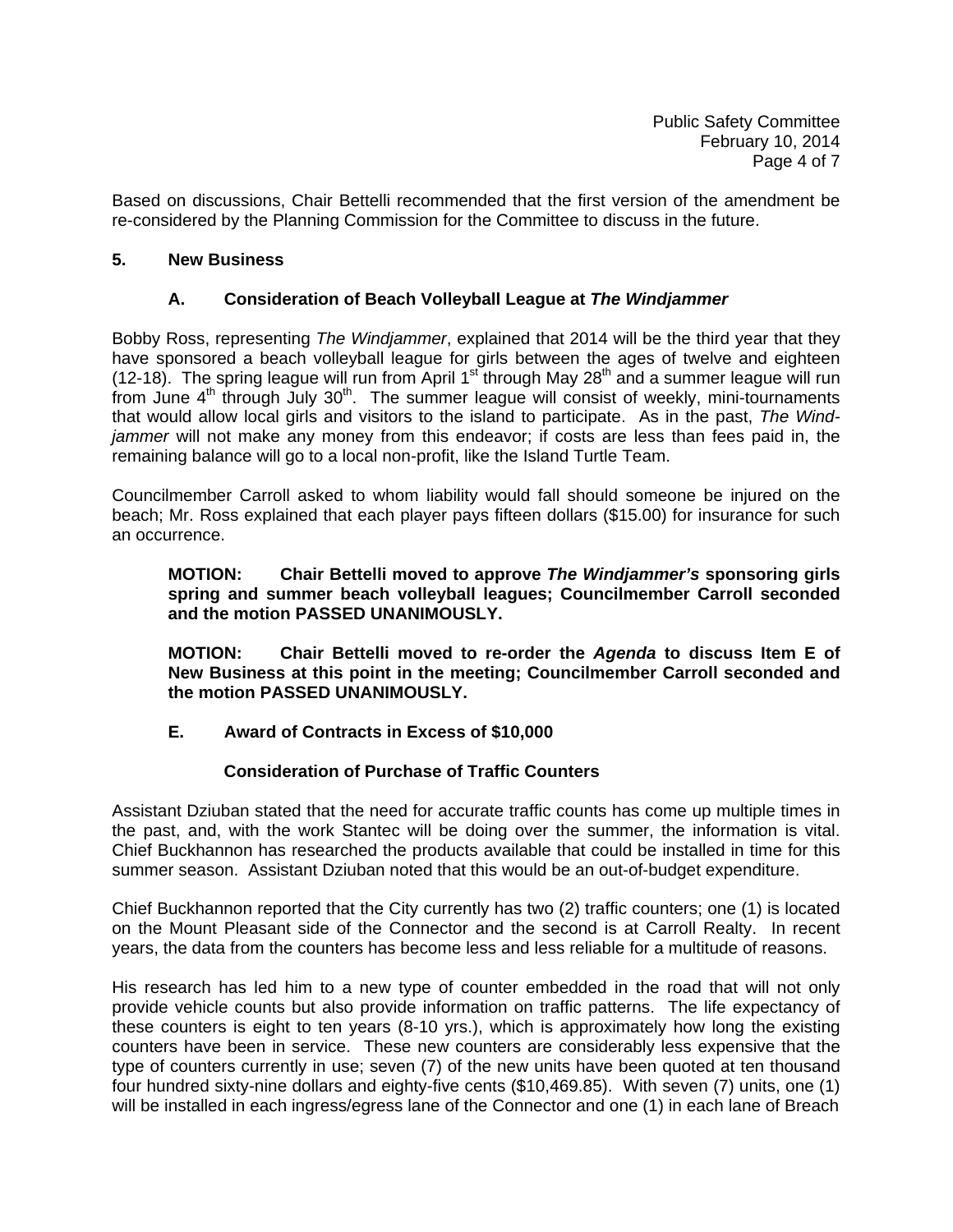Based on discussions, Chair Bettelli recommended that the first version of the amendment be re-considered by the Planning Commission for the Committee to discuss in the future.

**5. New Business**

**A. Consideration of Beach Volleyball League at *The Windjammer***

Bobby Ross, representing *The Windjammer*, explained that 2014 will be the third year that they have sponsored a beach volleyball league for girls between the ages of twelve and eighteen (12-18). The spring league will run from April 1st through May 28th and a summer league will run from June 4th through July 30th. The summer league will consist of weekly, mini-tournaments that would allow local girls and visitors to the island to participate. As in the past, *The Windjammer* will not make any money from this endeavor; if costs are less than fees paid in, the remaining balance will go to a local non-profit, like the Island Turtle Team.

Councilmember Carroll asked to whom liability would fall should someone be injured on the beach; Mr. Ross explained that each player pays fifteen dollars ($15.00) for insurance for such an occurrence.

> **MOTION: Chair Bettelli moved to approve *The Windjammer's* sponsoring girls spring and summer beach volleyball leagues; Councilmember Carroll seconded and the motion PASSED UNANIMOUSLY.**
>
> **MOTION: Chair Bettelli moved to re-order the *Agenda* to discuss Item E of New Business at this point in the meeting; Councilmember Carroll seconded and the motion PASSED UNANIMOUSLY.**

**E. Award of Contracts in Excess of $10,000**

**Consideration of Purchase of Traffic Counters**

Assistant Dziuban stated that the need for accurate traffic counts has come up multiple times in the past, and, with the work Stantec will be doing over the summer, the information is vital. Chief Buckhannon has researched the products available that could be installed in time for this summer season. Assistant Dziuban noted that this would be an out-of-budget expenditure.

Chief Buckhannon reported that the City currently has two (2) traffic counters; one (1) is located on the Mount Pleasant side of the Connector and the second is at Carroll Realty. In recent years, the data from the counters has become less and less reliable for a multitude of reasons.

His research has led him to a new type of counter embedded in the road that will not only provide vehicle counts but also provide information on traffic patterns. The life expectancy of these counters is eight to ten years (8-10 yrs.), which is approximately how long the existing counters have been in service. These new counters are considerably less expensive that the type of counters currently in use; seven (7) of the new units have been quoted at ten thousand four hundred sixty-nine dollars and eighty-five cents ($10,469.85). With seven (7) units, one (1) will be installed in each ingress/egress lane of the Connector and one (1) in each lane of Breach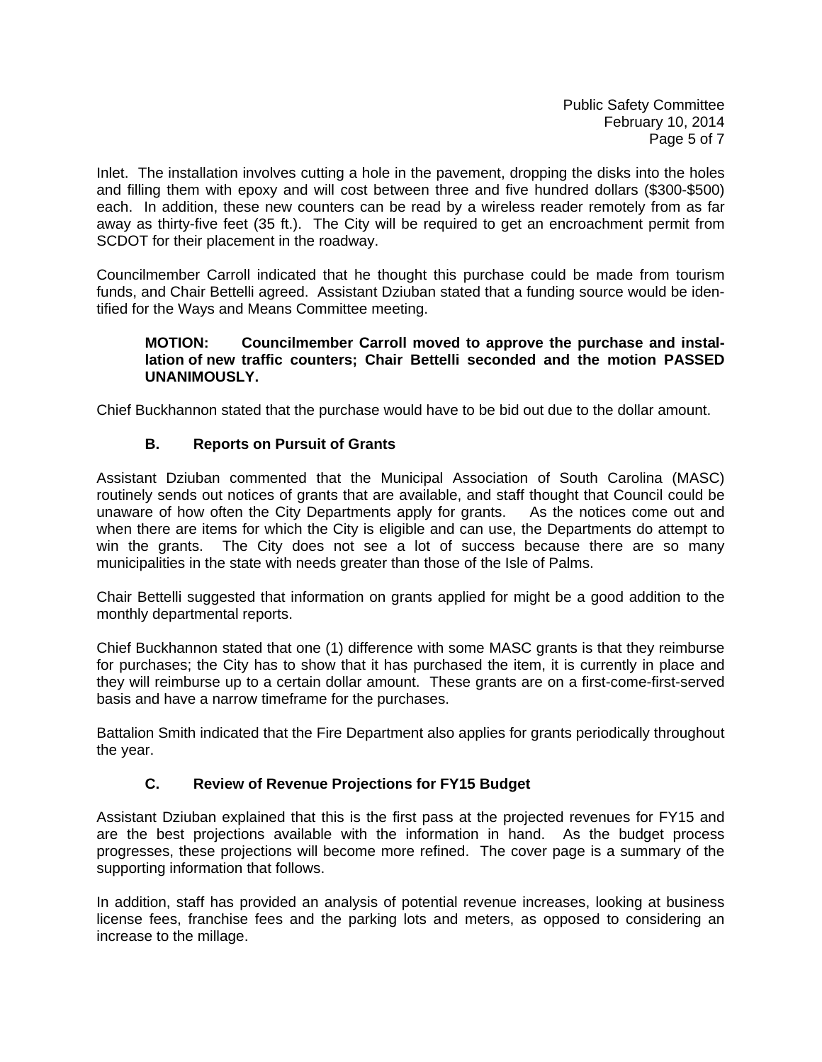Inlet. The installation involves cutting a hole in the pavement, dropping the disks into the holes and filling them with epoxy and will cost between three and five hundred dollars ($300-$500) each. In addition, these new counters can be read by a wireless reader remotely from as far away as thirty-five feet (35 ft.). The City will be required to get an encroachment permit from SCDOT for their placement in the roadway.

Councilmember Carroll indicated that he thought this purchase could be made from tourism funds, and Chair Bettelli agreed. Assistant Dziuban stated that a funding source would be identified for the Ways and Means Committee meeting.

> **MOTION: Councilmember Carroll moved to approve the purchase and installation of new traffic counters; Chair Bettelli seconded and the motion PASSED UNANIMOUSLY.**

Chief Buckhannon stated that the purchase would have to be bid out due to the dollar amount.

### B. Reports on Pursuit of Grants

Assistant Dziuban commented that the Municipal Association of South Carolina (MASC) routinely sends out notices of grants that are available, and staff thought that Council could be unaware of how often the City Departments apply for grants. As the notices come out and when there are items for which the City is eligible and can use, the Departments do attempt to win the grants. The City does not see a lot of success because there are so many municipalities in the state with needs greater than those of the Isle of Palms.

Chair Bettelli suggested that information on grants applied for might be a good addition to the monthly departmental reports.

Chief Buckhannon stated that one (1) difference with some MASC grants is that they reimburse for purchases; the City has to show that it has purchased the item, it is currently in place and they will reimburse up to a certain dollar amount. These grants are on a first-come-first-served basis and have a narrow timeframe for the purchases.

Battalion Smith indicated that the Fire Department also applies for grants periodically throughout the year.

### C. Review of Revenue Projections for FY15 Budget

Assistant Dziuban explained that this is the first pass at the projected revenues for FY15 and are the best projections available with the information in hand. As the budget process progresses, these projections will become more refined. The cover page is a summary of the supporting information that follows.

In addition, staff has provided an analysis of potential revenue increases, looking at business license fees, franchise fees and the parking lots and meters, as opposed to considering an increase to the millage.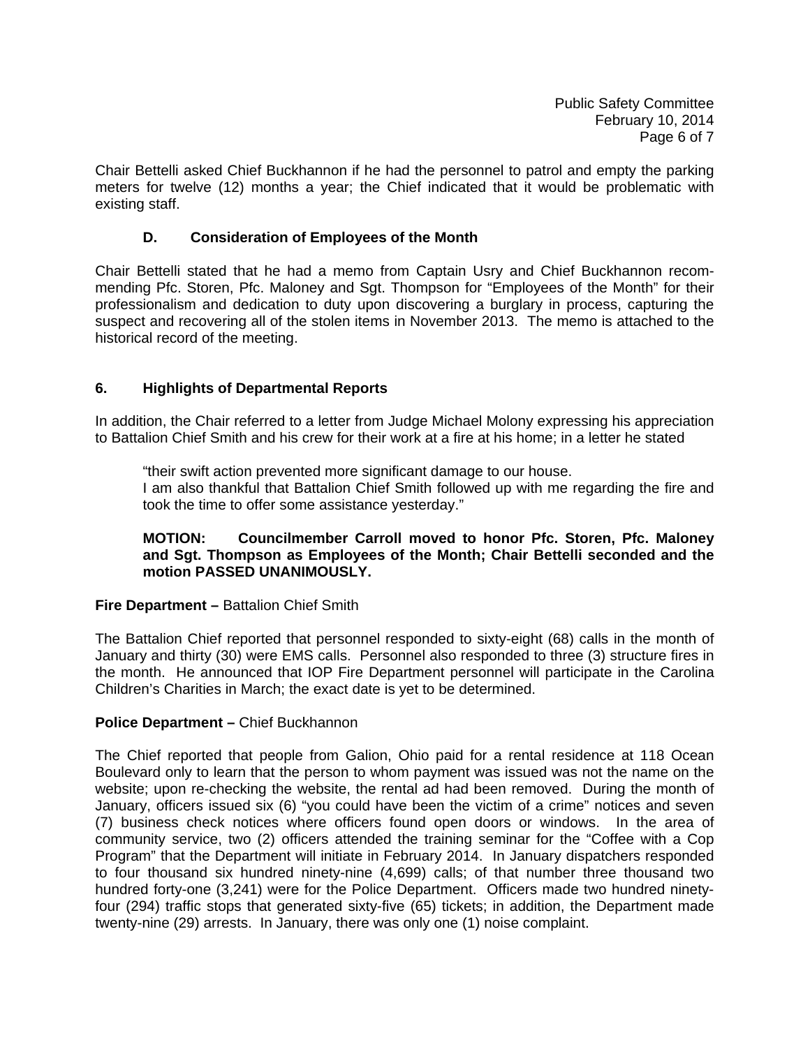Chair Bettelli asked Chief Buckhannon if he had the personnel to patrol and empty the parking meters for twelve (12) months a year; the Chief indicated that it would be problematic with existing staff.

### D. Consideration of Employees of the Month

Chair Bettelli stated that he had a memo from Captain Usry and Chief Buckhannon recommending Pfc. Storen, Pfc. Maloney and Sgt. Thompson for "Employees of the Month" for their professionalism and dedication to duty upon discovering a burglary in process, capturing the suspect and recovering all of the stolen items in November 2013. The memo is attached to the historical record of the meeting.

## 6. Highlights of Departmental Reports

In addition, the Chair referred to a letter from Judge Michael Molony expressing his appreciation to Battalion Chief Smith and his crew for their work at a fire at his home; in a letter he stated

> "their swift action prevented more significant damage to our house.
> I am also thankful that Battalion Chief Smith followed up with me regarding the fire and took the time to offer some assistance yesterday."

> **MOTION: Councilmember Carroll moved to honor Pfc. Storen, Pfc. Maloney and Sgt. Thompson as Employees of the Month; Chair Bettelli seconded and the motion PASSED UNANIMOUSLY.**

**Fire Department –** Battalion Chief Smith

The Battalion Chief reported that personnel responded to sixty-eight (68) calls in the month of January and thirty (30) were EMS calls. Personnel also responded to three (3) structure fires in the month. He announced that IOP Fire Department personnel will participate in the Carolina Children's Charities in March; the exact date is yet to be determined.

**Police Department –** Chief Buckhannon

The Chief reported that people from Galion, Ohio paid for a rental residence at 118 Ocean Boulevard only to learn that the person to whom payment was issued was not the name on the website; upon re-checking the website, the rental ad had been removed. During the month of January, officers issued six (6) "you could have been the victim of a crime" notices and seven (7) business check notices where officers found open doors or windows. In the area of community service, two (2) officers attended the training seminar for the "Coffee with a Cop Program" that the Department will initiate in February 2014. In January dispatchers responded to four thousand six hundred ninety-nine (4,699) calls; of that number three thousand two hundred forty-one (3,241) were for the Police Department. Officers made two hundred ninety-four (294) traffic stops that generated sixty-five (65) tickets; in addition, the Department made twenty-nine (29) arrests. In January, there was only one (1) noise complaint.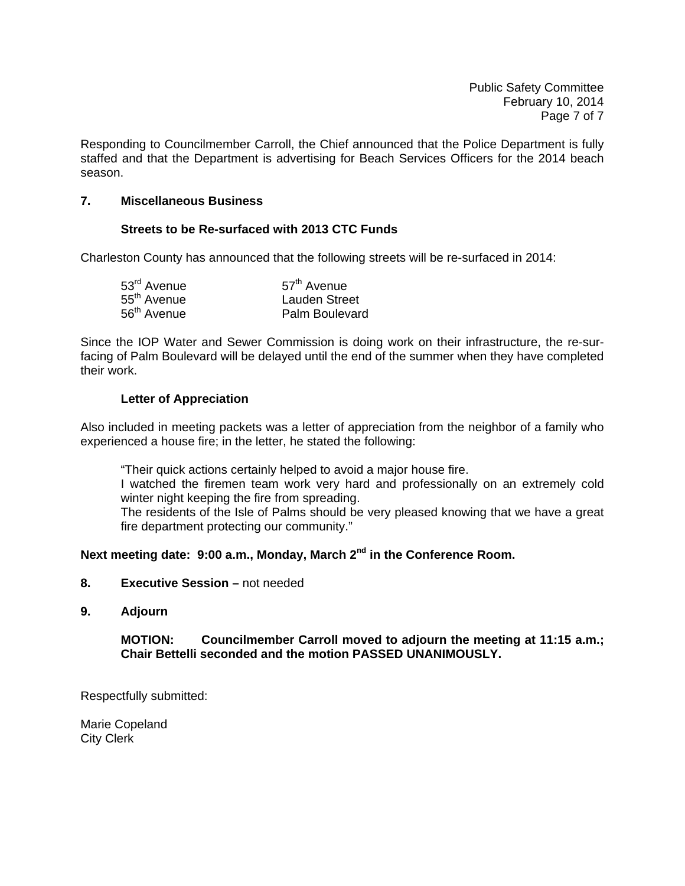Responding to Councilmember Carroll, the Chief announced that the Police Department is fully staffed and that the Department is advertising for Beach Services Officers for the 2014 beach season.

**7. Miscellaneous Business**

**Streets to be Re-surfaced with 2013 CTC Funds**

Charleston County has announced that the following streets will be re-surfaced in 2014:

| | |
|---|---|
| 53rd Avenue | 57th Avenue |
| 55th Avenue | Lauden Street |
| 56th Avenue | Palm Boulevard |

Since the IOP Water and Sewer Commission is doing work on their infrastructure, the re-surfacing of Palm Boulevard will be delayed until the end of the summer when they have completed their work.

**Letter of Appreciation**

Also included in meeting packets was a letter of appreciation from the neighbor of a family who experienced a house fire; in the letter, he stated the following:

> "Their quick actions certainly helped to avoid a major house fire.
> I watched the firemen team work very hard and professionally on an extremely cold winter night keeping the fire from spreading.
> The residents of the Isle of Palms should be very pleased knowing that we have a great fire department protecting our community."

**Next meeting date: 9:00 a.m., Monday, March 2nd in the Conference Room.**

**8. Executive Session –** not needed

**9. Adjourn**

**MOTION: Councilmember Carroll moved to adjourn the meeting at 11:15 a.m.; Chair Bettelli seconded and the motion PASSED UNANIMOUSLY.**

Respectfully submitted:

Marie Copeland
City Clerk